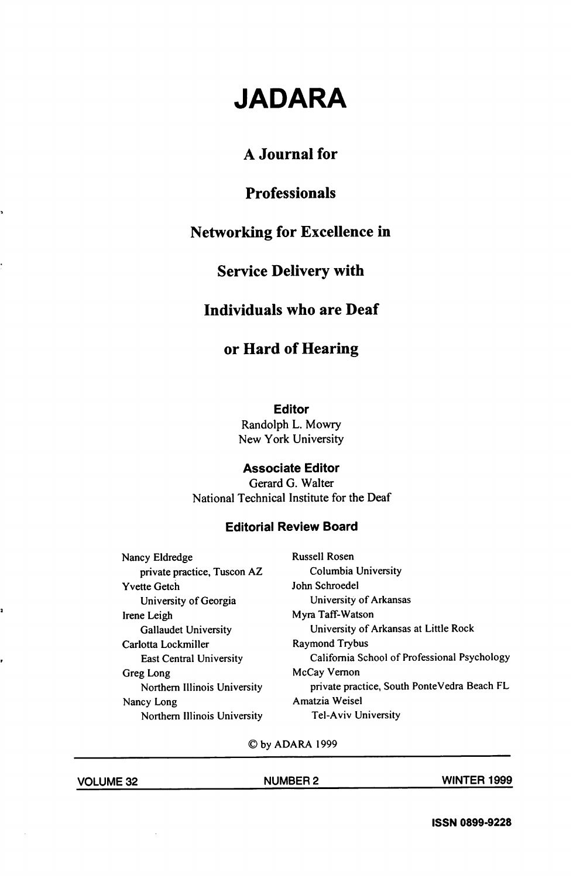# JADARA

## A Journal for

## Professionals

## Networking for Excellence in

## Service Delivery with

## Individuals who are Deaf

## or Hard of Hearing

**Editor**
Randolph L. Mowry
New York University

**Associate Editor**
Gerard G. Walter
National Technical Institute for the Deaf

**Editorial Review Board**

Nancy Eldredge
private practice, Tuscon AZ

Yvette Getch
University of Georgia

Irene Leigh
Gallaudet University

Carlotta Lockmiller
East Central University

Greg Long
Northern Illinois University

Nancy Long
Northern Illinois University

Russell Rosen
Columbia University

John Schroedel
University of Arkansas

Myra Taff-Watson
University of Arkansas at Little Rock

Raymond Trybus
California School of Professional Psychology

McCay Vernon
private practice, South PonteVedra Beach FL

Amatzia Weisel
Tel-Aviv University

© by ADARA 1999

VOLUME 32 NUMBER 2 WINTER 1999

ISSN 0899-9228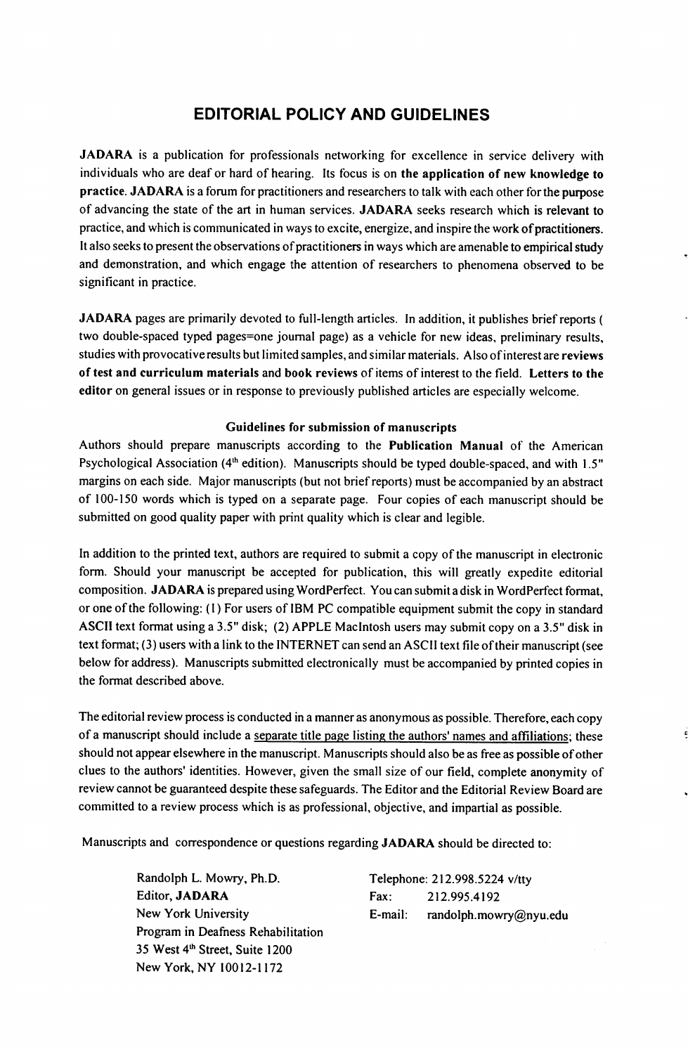# EDITORIAL POLICY AND GUIDELINES

**JADARA** is a publication for professionals networking for excellence in service delivery with individuals who are deaf or hard of hearing. Its focus is on **the application of new knowledge to practice. JADARA** is a forum for practitioners and researchers to talk with each other for the purpose of advancing the state of the art in human services. **JADARA** seeks research which is relevant to practice, and which is communicated in ways to excite, energize, and inspire the work of practitioners. It also seeks to present the observations of practitioners in ways which are amenable to empirical study and demonstration, and which engage the attention of researchers to phenomena observed to be significant in practice.

**JADARA** pages are primarily devoted to full-length articles. In addition, it publishes brief reports ( two double-spaced typed pages=one journal page) as a vehicle for new ideas, preliminary results, studies with provocative results but limited samples, and similar materials. Also of interest are **reviews of test and curriculum materials** and **book reviews** of items of interest to the field. **Letters to the editor** on general issues or in response to previously published articles are especially welcome.

### Guidelines for submission of manuscripts

Authors should prepare manuscripts according to the **Publication Manual** of the American Psychological Association (4th edition). Manuscripts should be typed double-spaced, and with 1.5" margins on each side. Major manuscripts (but not brief reports) must be accompanied by an abstract of 100-150 words which is typed on a separate page. Four copies of each manuscript should be submitted on good quality paper with print quality which is clear and legible.

In addition to the printed text, authors are required to submit a copy of the manuscript in electronic form. Should your manuscript be accepted for publication, this will greatly expedite editorial composition. **JADARA** is prepared using WordPerfect. You can submit a disk in WordPerfect format, or one of the following: (1) For users of IBM PC compatible equipment submit the copy in standard ASCII text format using a 3.5" disk; (2) APPLE MacIntosh users may submit copy on a 3.5" disk in text format; (3) users with a link to the INTERNET can send an ASCII text file of their manuscript (see below for address). Manuscripts submitted electronically must be accompanied by printed copies in the format described above.

The editorial review process is conducted in a manner as anonymous as possible. Therefore, each copy of a manuscript should include a separate title page listing the authors' names and affiliations; these should not appear elsewhere in the manuscript. Manuscripts should also be as free as possible of other clues to the authors' identities. However, given the small size of our field, complete anonymity of review cannot be guaranteed despite these safeguards. The Editor and the Editorial Review Board are committed to a review process which is as professional, objective, and impartial as possible.

Manuscripts and correspondence or questions regarding **JADARA** should be directed to:

Randolph L. Mowry, Ph.D.
Editor, **JADARA**
New York University
Program in Deafness Rehabilitation
35 West 4th Street, Suite 1200
New York, NY 10012-1172

Telephone: 212.998.5224 v/tty
Fax: 212.995.4192
E-mail: randolph.mowry@nyu.edu